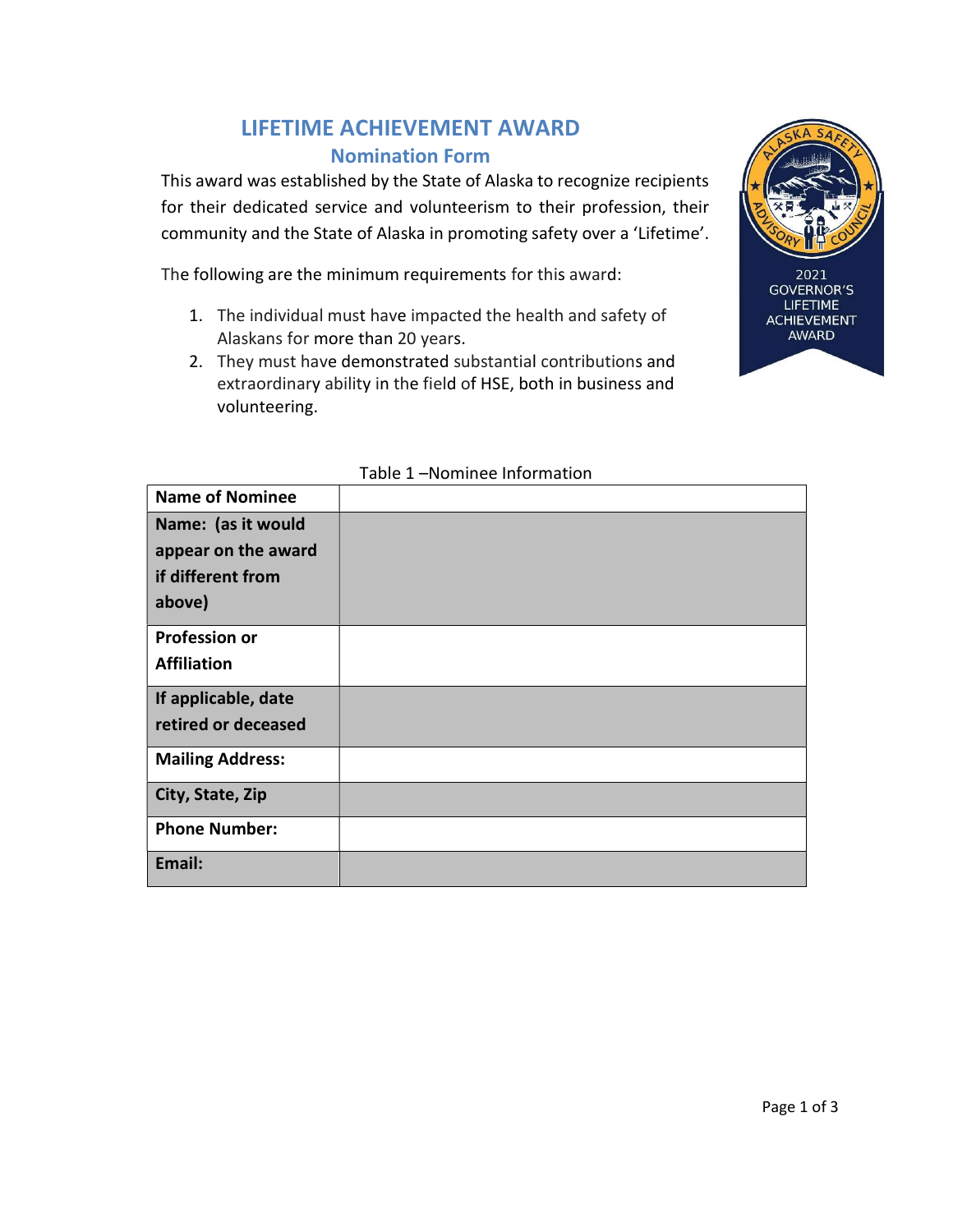# LIFETIME ACHIEVEMENT AWARD

## Nomination Form

This award was established by the State of Alaska to recognize recipients for their dedicated service and volunteerism to their profession, their community and the State of Alaska in promoting safety over a 'Lifetime'.

The following are the minimum requirements for this award:

1. The individual must have impacted the health and safety of Alaskans for more than 20 years.
2. They must have demonstrated substantial contributions and extraordinary ability in the field of HSE, both in business and volunteering.

Table 1 –Nominee Information

| **Name of Nominee** | |
|---|---|
| **Name: (as it would appear on the award if different from above)** | |
| **Profession or Affiliation** | |
| **If applicable, date retired or deceased** | |
| **Mailing Address:** | |
| **City, State, Zip** | |
| **Phone Number:** | |
| **Email:** | |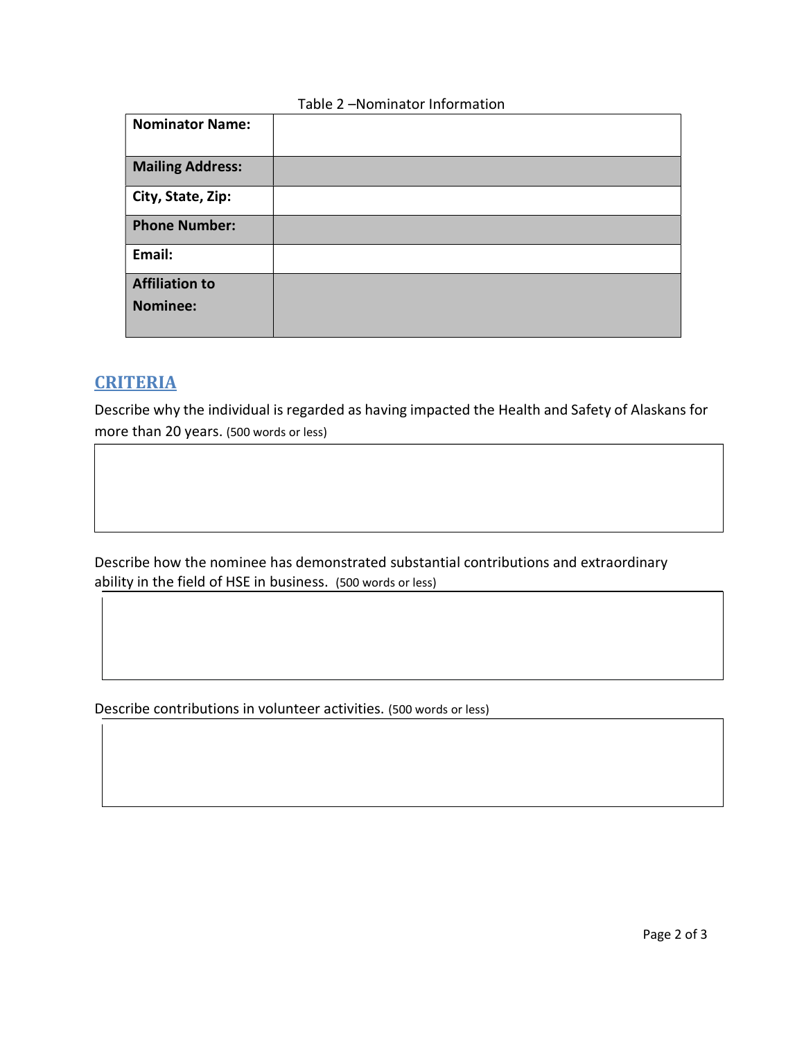Table 2 –Nominator Information

| **Nominator Name:** | |
|---|---|
| **Mailing Address:** | |
| **City, State, Zip:** | |
| **Phone Number:** | |
| **Email:** | |
| **Affiliation to Nominee:** | |

## CRITERIA

Describe why the individual is regarded as having impacted the Health and Safety of Alaskans for more than 20 years. (500 words or less)

| |
|---|
| |

Describe how the nominee has demonstrated substantial contributions and extraordinary ability in the field of HSE in business. (500 words or less)

| |
|---|
| |

Describe contributions in volunteer activities. (500 words or less)

| |
|---|
| |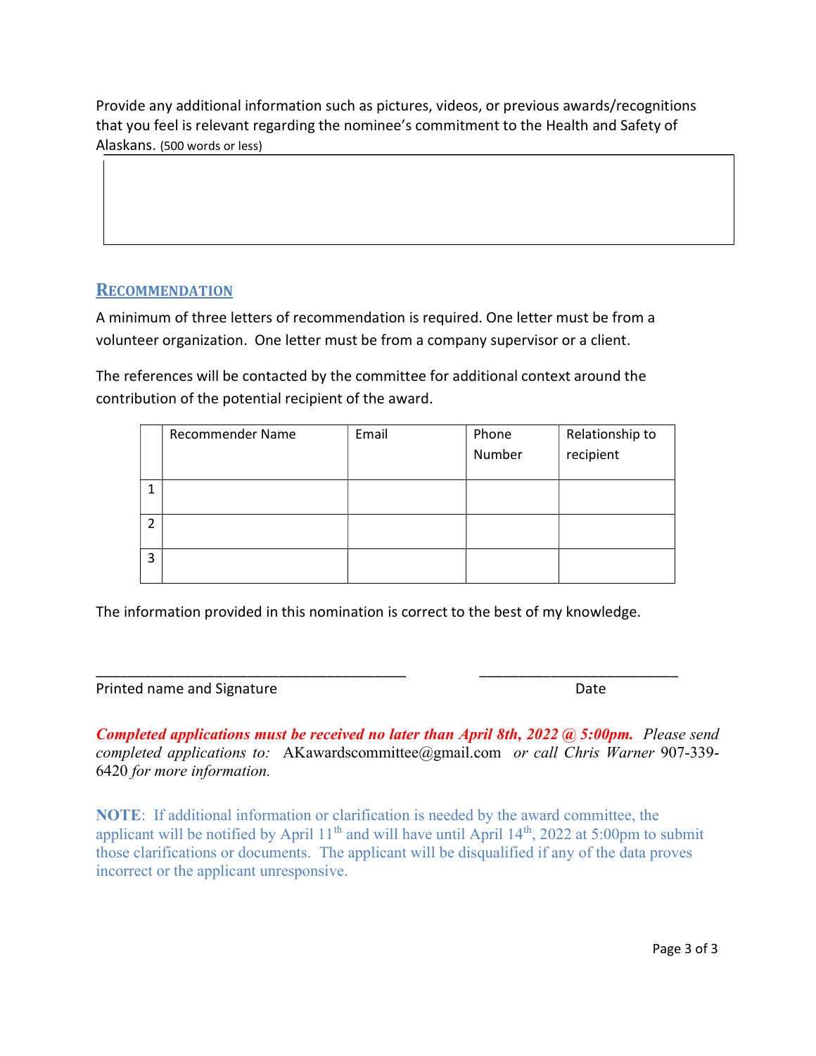Provide any additional information such as pictures, videos, or previous awards/recognitions that you feel is relevant regarding the nominee's commitment to the Health and Safety of Alaskans. (500 words or less)

## RECOMMENDATION

A minimum of three letters of recommendation is required. One letter must be from a volunteer organization. One letter must be from a company supervisor or a client.

The references will be contacted by the committee for additional context around the contribution of the potential recipient of the award.

| | Recommender Name | Email | Phone Number | Relationship to recipient |
|---|---|---|---|---|
| 1 | | | | |
| 2 | | | | |
| 3 | | | | |

The information provided in this nomination is correct to the best of my knowledge.

\_\_\_\_\_\_\_\_\_\_\_\_\_\_\_\_\_\_\_\_\_\_\_\_\_\_\_\_\_\_\_\_\_\_\_\_\_\_\_\_ \_\_\_\_\_\_\_\_\_\_\_\_\_\_\_\_\_\_\_\_\_\_\_\_\_\_

Printed name and Signature Date

***Completed applications must be received no later than April 8th, 2022 @ 5:00pm.*** *Please send completed applications to:* AKawardscommittee@gmail.com *or call Chris Warner* 907-339-6420 *for more information.*

**NOTE**: If additional information or clarification is needed by the award committee, the applicant will be notified by April 11th and will have until April 14th, 2022 at 5:00pm to submit those clarifications or documents. The applicant will be disqualified if any of the data proves incorrect or the applicant unresponsive.